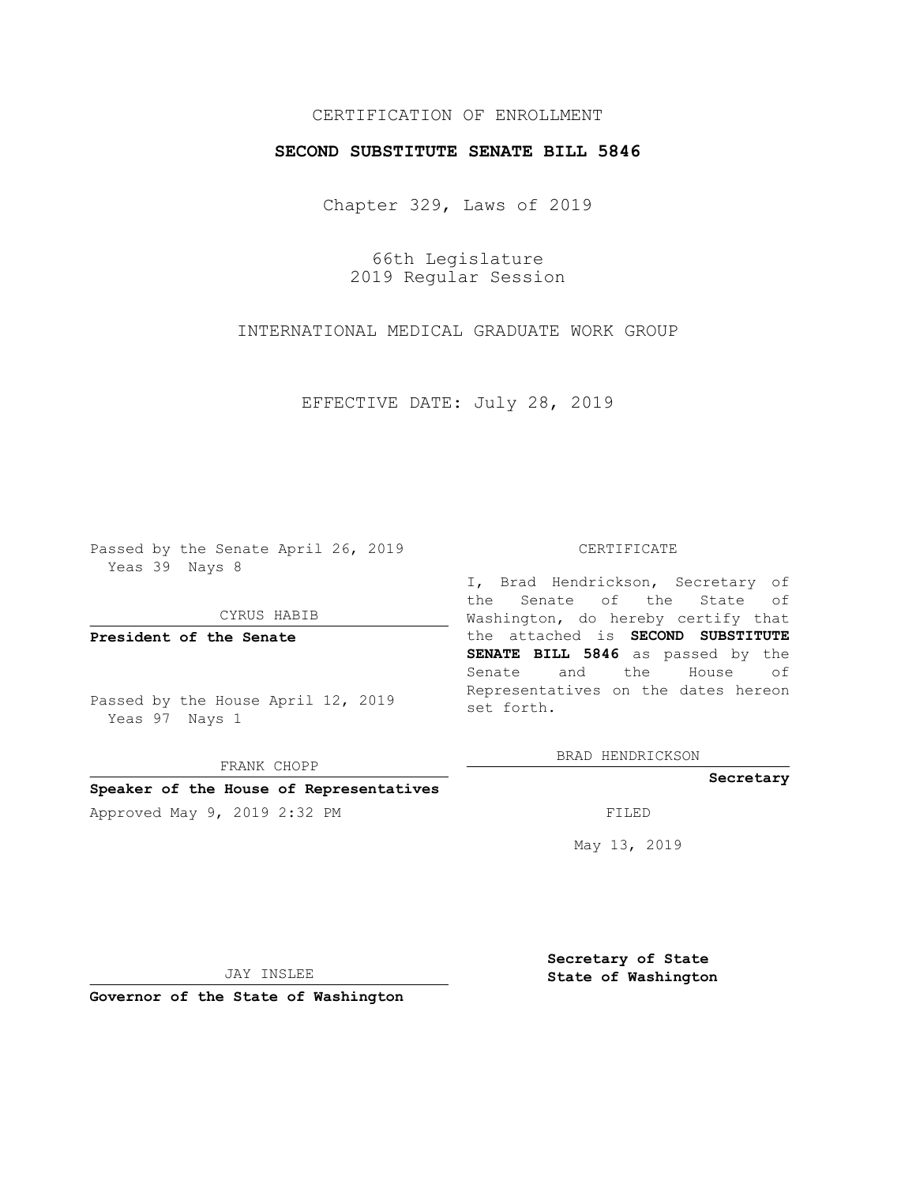CERTIFICATION OF ENROLLMENT

**SECOND SUBSTITUTE SENATE BILL 5846**

Chapter 329, Laws of 2019

66th Legislature
2019 Regular Session

INTERNATIONAL MEDICAL GRADUATE WORK GROUP

EFFECTIVE DATE: July 28, 2019

Passed by the Senate April 26, 2019
Yeas 39 Nays 8

CYRUS HABIB

**President of the Senate**

Passed by the House April 12, 2019
Yeas 97 Nays 1

FRANK CHOPP

**Speaker of the House of Representatives**

Approved May 9, 2019 2:32 PM

JAY INSLEE

**Governor of the State of Washington**

CERTIFICATE

I, Brad Hendrickson, Secretary of the Senate of the State of Washington, do hereby certify that the attached is **SECOND SUBSTITUTE SENATE BILL 5846** as passed by the Senate and the House of Representatives on the dates hereon set forth.

BRAD HENDRICKSON

**Secretary**

FILED

May 13, 2019

**Secretary of State**
**State of Washington**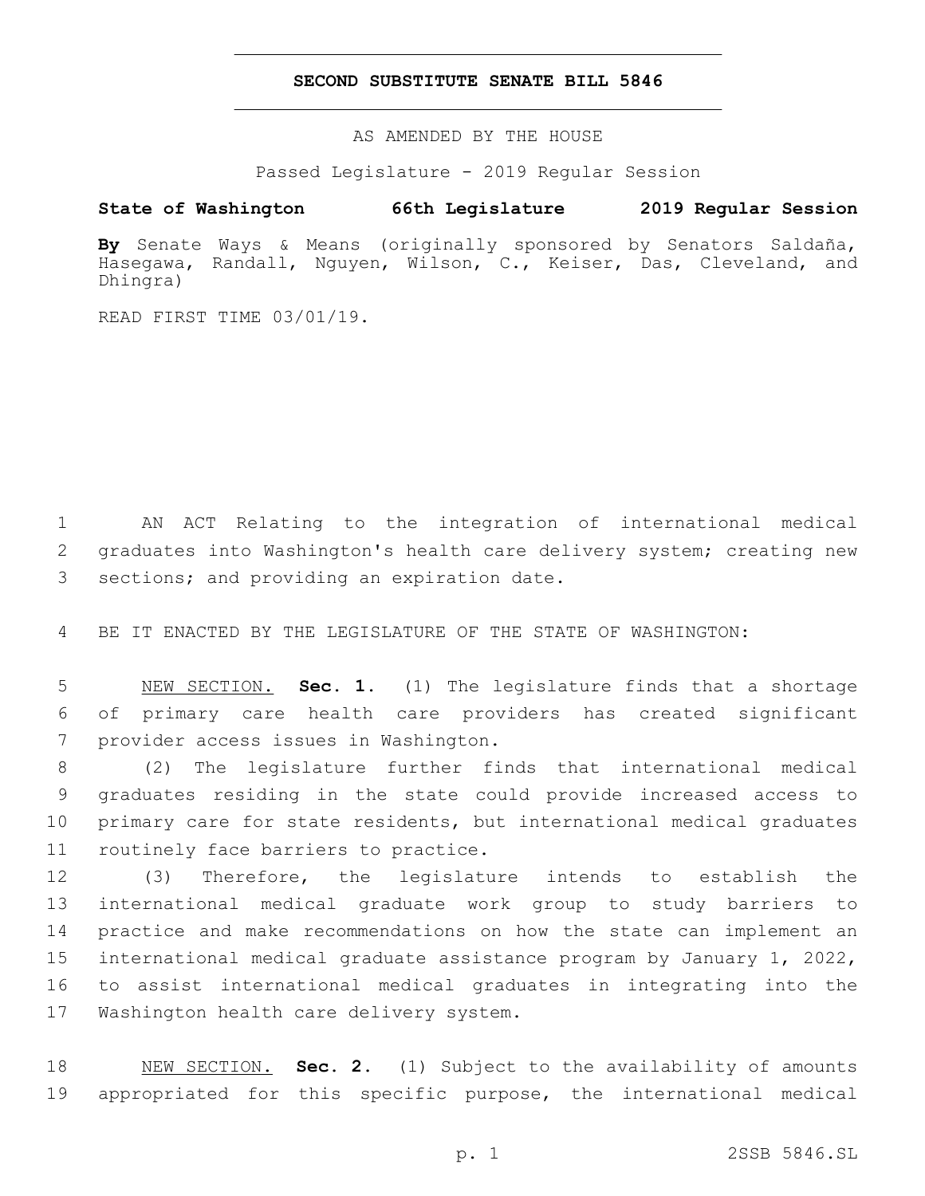# SECOND SUBSTITUTE SENATE BILL 5846

AS AMENDED BY THE HOUSE

Passed Legislature - 2019 Regular Session

**State of Washington 66th Legislature 2019 Regular Session**

**By** Senate Ways & Means (originally sponsored by Senators Saldaña, Hasegawa, Randall, Nguyen, Wilson, C., Keiser, Das, Cleveland, and Dhingra)

READ FIRST TIME 03/01/19.

AN ACT Relating to the integration of international medical graduates into Washington's health care delivery system; creating new sections; and providing an expiration date.

BE IT ENACTED BY THE LEGISLATURE OF THE STATE OF WASHINGTON:

NEW SECTION. **Sec. 1.** (1) The legislature finds that a shortage of primary care health care providers has created significant provider access issues in Washington.

(2) The legislature further finds that international medical graduates residing in the state could provide increased access to primary care for state residents, but international medical graduates routinely face barriers to practice.

(3) Therefore, the legislature intends to establish the international medical graduate work group to study barriers to practice and make recommendations on how the state can implement an international medical graduate assistance program by January 1, 2022, to assist international medical graduates in integrating into the Washington health care delivery system.

NEW SECTION. **Sec. 2.** (1) Subject to the availability of amounts appropriated for this specific purpose, the international medical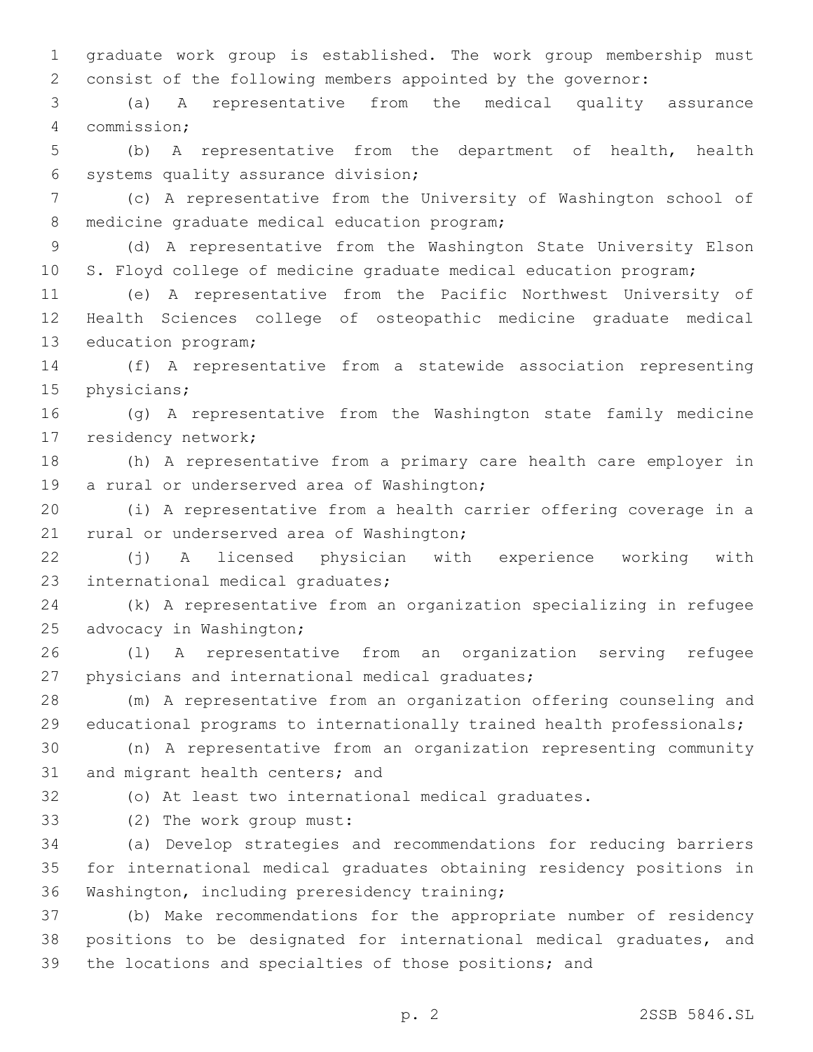graduate work group is established. The work group membership must consist of the following members appointed by the governor:

(a) A representative from the medical quality assurance commission;

(b) A representative from the department of health, health systems quality assurance division;

(c) A representative from the University of Washington school of medicine graduate medical education program;

(d) A representative from the Washington State University Elson S. Floyd college of medicine graduate medical education program;

(e) A representative from the Pacific Northwest University of Health Sciences college of osteopathic medicine graduate medical education program;

(f) A representative from a statewide association representing physicians;

(g) A representative from the Washington state family medicine residency network;

(h) A representative from a primary care health care employer in a rural or underserved area of Washington;

(i) A representative from a health carrier offering coverage in a rural or underserved area of Washington;

(j) A licensed physician with experience working with international medical graduates;

(k) A representative from an organization specializing in refugee advocacy in Washington;

(l) A representative from an organization serving refugee physicians and international medical graduates;

(m) A representative from an organization offering counseling and educational programs to internationally trained health professionals;

(n) A representative from an organization representing community and migrant health centers; and

(o) At least two international medical graduates.

(2) The work group must:

(a) Develop strategies and recommendations for reducing barriers for international medical graduates obtaining residency positions in Washington, including preresidency training;

(b) Make recommendations for the appropriate number of residency positions to be designated for international medical graduates, and the locations and specialties of those positions; and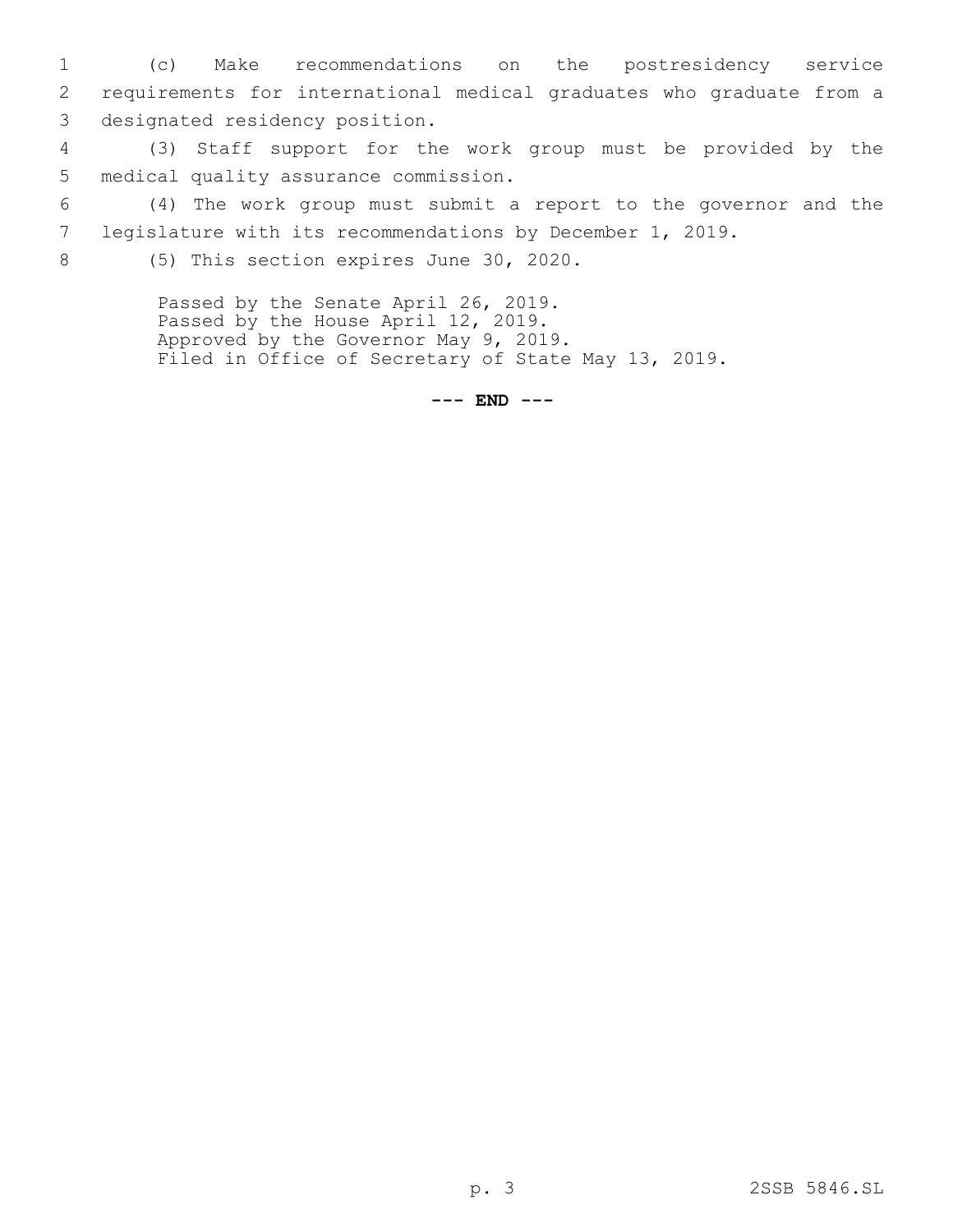(c) Make recommendations on the postresidency service requirements for international medical graduates who graduate from a designated residency position.

(3) Staff support for the work group must be provided by the medical quality assurance commission.

(4) The work group must submit a report to the governor and the legislature with its recommendations by December 1, 2019.

(5) This section expires June 30, 2020.

Passed by the Senate April 26, 2019.
Passed by the House April 12, 2019.
Approved by the Governor May 9, 2019.
Filed in Office of Secretary of State May 13, 2019.

**--- END ---**